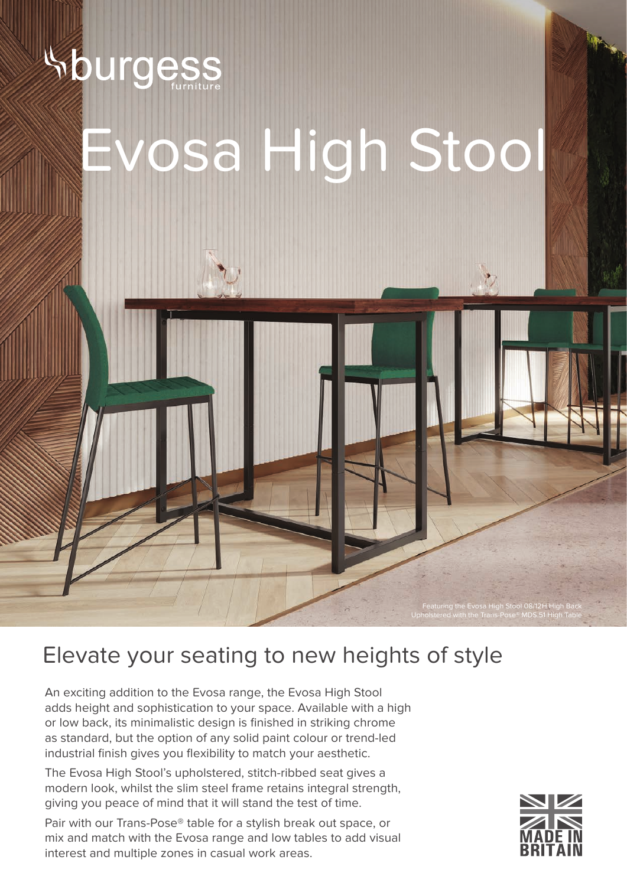burgess furniture

# Evosa High Stool

Featuring the Evosa High Stool 08/12H High Back Upholstered with the Trans-Pose® MDS.51 High Table

## Elevate your seating to new heights of style

An exciting addition to the Evosa range, the Evosa High Stool adds height and sophistication to your space. Available with a high or low back, its minimalistic design is finished in striking chrome as standard, but the option of any solid paint colour or trend-led industrial finish gives you flexibility to match your aesthetic.

The Evosa High Stool's upholstered, stitch-ribbed seat gives a modern look, whilst the slim steel frame retains integral strength, giving you peace of mind that it will stand the test of time.

Pair with our Trans-Pose® table for a stylish break out space, or mix and match with the Evosa range and low tables to add visual interest and multiple zones in casual work areas.

MADE IN BRITAIN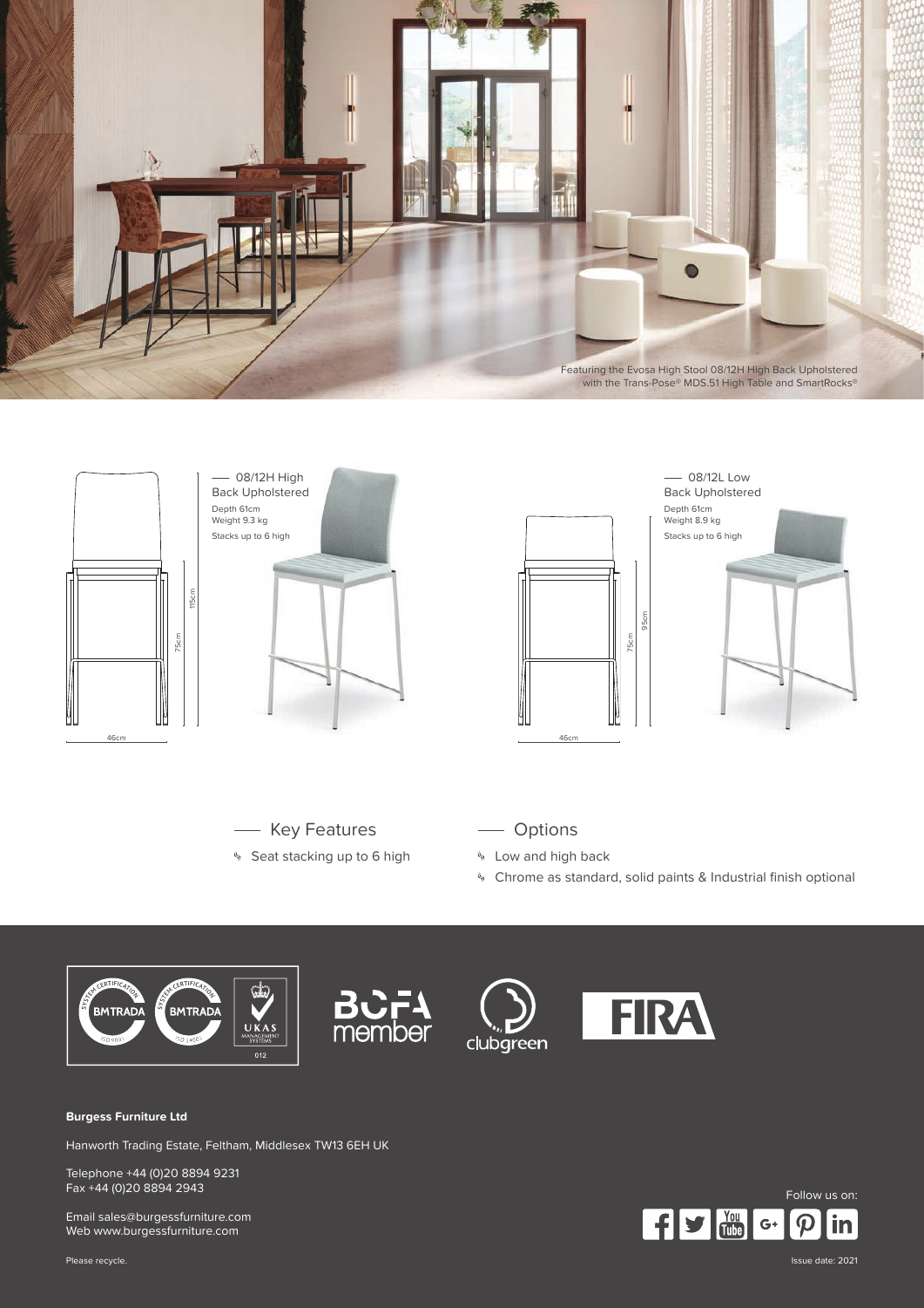Featuring the Evosa High Stool 08/12H High Back Upholstered with the Trans-Pose® MDS.51 High Table and SmartRocks®

## 08/12H High Back Upholstered

Depth 61cm
Weight 9.3 kg
Stacks up to 6 high

115cm
75cm
46cm

## 08/12L Low Back Upholstered

Depth 61cm
Weight 8.9 kg
Stacks up to 6 high

95cm
75cm
46cm

## Key Features

- Seat stacking up to 6 high

## Options

- Low and high back
- Chrome as standard, solid paints & Industrial finish optional

**Burgess Furniture Ltd**

Hanworth Trading Estate, Feltham, Middlesex TW13 6EH UK

Telephone +44 (0)20 8894 9231
Fax +44 (0)20 8894 2943

Email sales@burgessfurniture.com
Web www.burgessfurniture.com

Follow us on:

Please recycle.

Issue date: 2021